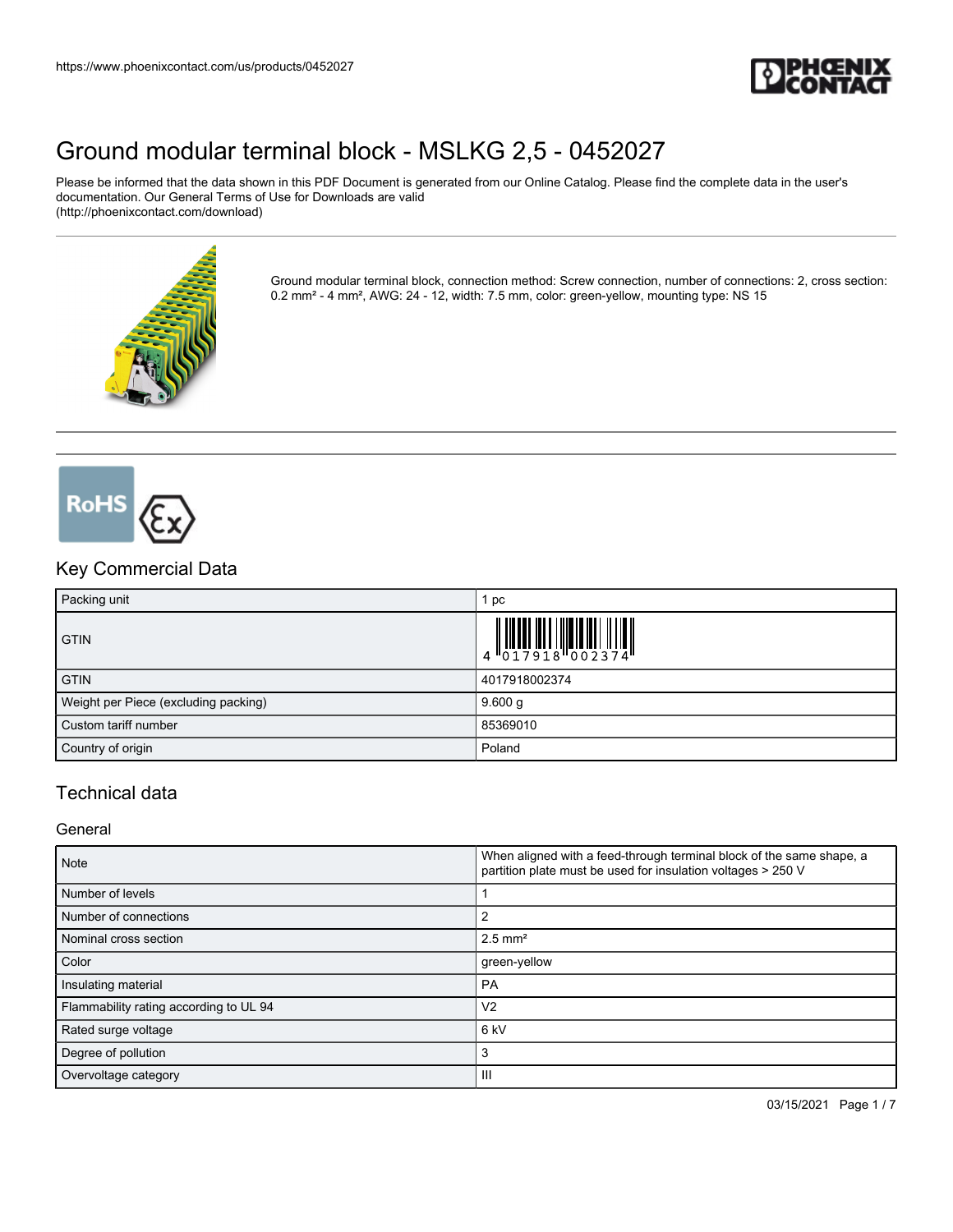# Ground modular terminal block - MSLKG 2,5 - 0452027

Please be informed that the data shown in this PDF Document is generated from our Online Catalog. Please find the complete data in the user's documentation. Our General Terms of Use for Downloads are valid (http://phoenixcontact.com/download)

Ground modular terminal block, connection method: Screw connection, number of connections: 2, cross section: 0.2 mm² - 4 mm², AWG: 24 - 12, width: 7.5 mm, color: green-yellow, mounting type: NS 15

## Key Commercial Data

| | |
|---|---|
| Packing unit | 1 pc |
| GTIN | 4 017918 002374 |
| GTIN | 4017918002374 |
| Weight per Piece (excluding packing) | 9.600 g |
| Custom tariff number | 85369010 |
| Country of origin | Poland |

## Technical data

### General

| | |
|---|---|
| Note | When aligned with a feed-through terminal block of the same shape, a partition plate must be used for insulation voltages > 250 V |
| Number of levels | 1 |
| Number of connections | 2 |
| Nominal cross section | 2.5 mm² |
| Color | green-yellow |
| Insulating material | PA |
| Flammability rating according to UL 94 | V2 |
| Rated surge voltage | 6 kV |
| Degree of pollution | 3 |
| Overvoltage category | III |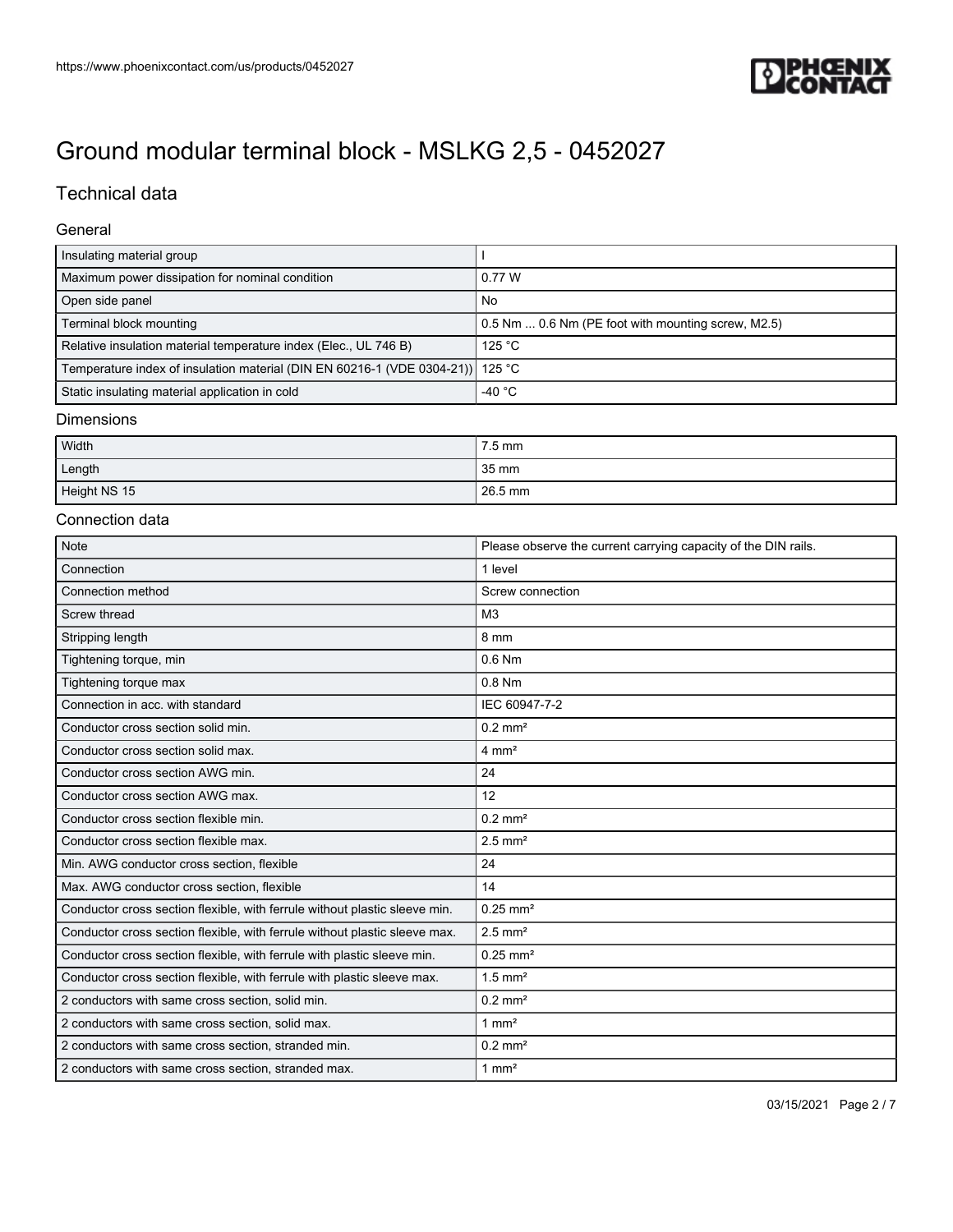# Ground modular terminal block - MSLKG 2,5 - 0452027

## Technical data

### General

| | |
|---|---|
| Insulating material group | I |
| Maximum power dissipation for nominal condition | 0.77 W |
| Open side panel | No |
| Terminal block mounting | 0.5 Nm ... 0.6 Nm (PE foot with mounting screw, M2.5) |
| Relative insulation material temperature index (Elec., UL 746 B) | 125 °C |
| Temperature index of insulation material (DIN EN 60216-1 (VDE 0304-21)) | 125 °C |
| Static insulating material application in cold | -40 °C |

### Dimensions

| | |
|---|---|
| Width | 7.5 mm |
| Length | 35 mm |
| Height NS 15 | 26.5 mm |

### Connection data

| | |
|---|---|
| Note | Please observe the current carrying capacity of the DIN rails. |
| Connection | 1 level |
| Connection method | Screw connection |
| Screw thread | M3 |
| Stripping length | 8 mm |
| Tightening torque, min | 0.6 Nm |
| Tightening torque max | 0.8 Nm |
| Connection in acc. with standard | IEC 60947-7-2 |
| Conductor cross section solid min. | 0.2 mm² |
| Conductor cross section solid max. | 4 mm² |
| Conductor cross section AWG min. | 24 |
| Conductor cross section AWG max. | 12 |
| Conductor cross section flexible min. | 0.2 mm² |
| Conductor cross section flexible max. | 2.5 mm² |
| Min. AWG conductor cross section, flexible | 24 |
| Max. AWG conductor cross section, flexible | 14 |
| Conductor cross section flexible, with ferrule without plastic sleeve min. | 0.25 mm² |
| Conductor cross section flexible, with ferrule without plastic sleeve max. | 2.5 mm² |
| Conductor cross section flexible, with ferrule with plastic sleeve min. | 0.25 mm² |
| Conductor cross section flexible, with ferrule with plastic sleeve max. | 1.5 mm² |
| 2 conductors with same cross section, solid min. | 0.2 mm² |
| 2 conductors with same cross section, solid max. | 1 mm² |
| 2 conductors with same cross section, stranded min. | 0.2 mm² |
| 2 conductors with same cross section, stranded max. | 1 mm² |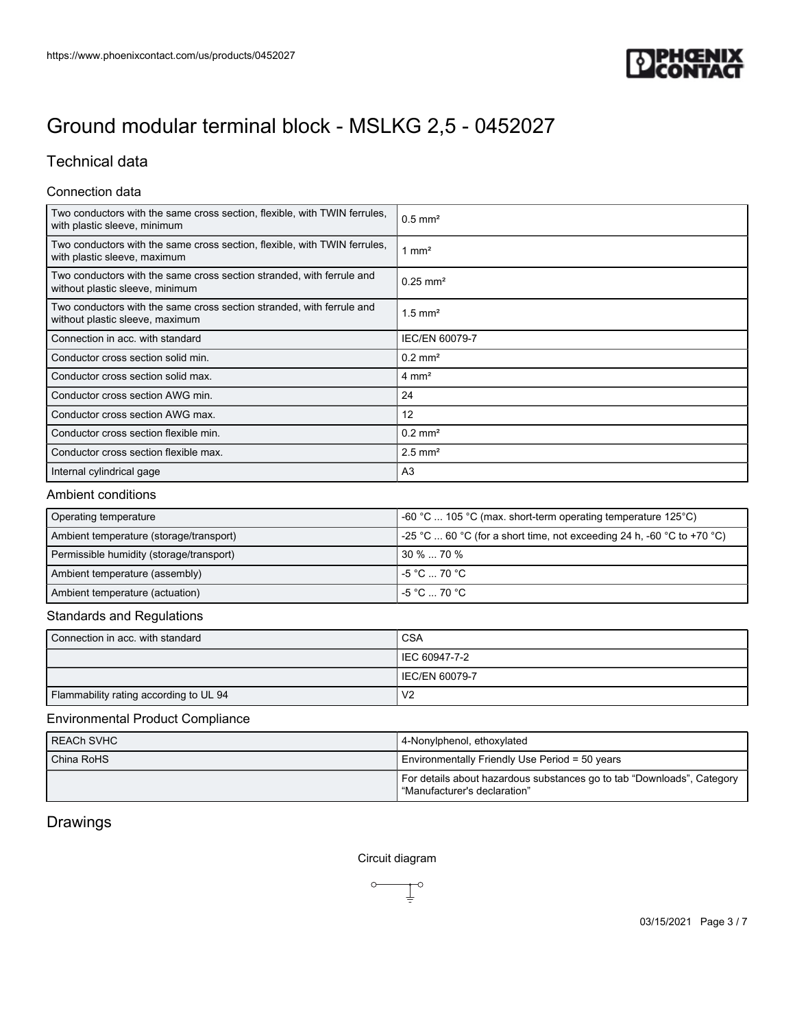# Ground modular terminal block - MSLKG 2,5 - 0452027

## Technical data

### Connection data

| | |
|---|---|
| Two conductors with the same cross section, flexible, with TWIN ferrules, with plastic sleeve, minimum | 0.5 mm² |
| Two conductors with the same cross section, flexible, with TWIN ferrules, with plastic sleeve, maximum | 1 mm² |
| Two conductors with the same cross section stranded, with ferrule and without plastic sleeve, minimum | 0.25 mm² |
| Two conductors with the same cross section stranded, with ferrule and without plastic sleeve, maximum | 1.5 mm² |
| Connection in acc. with standard | IEC/EN 60079-7 |
| Conductor cross section solid min. | 0.2 mm² |
| Conductor cross section solid max. | 4 mm² |
| Conductor cross section AWG min. | 24 |
| Conductor cross section AWG max. | 12 |
| Conductor cross section flexible min. | 0.2 mm² |
| Conductor cross section flexible max. | 2.5 mm² |
| Internal cylindrical gage | A3 |

### Ambient conditions

| | |
|---|---|
| Operating temperature | -60 °C ... 105 °C (max. short-term operating temperature 125°C) |
| Ambient temperature (storage/transport) | -25 °C ... 60 °C (for a short time, not exceeding 24 h, -60 °C to +70 °C) |
| Permissible humidity (storage/transport) | 30 % ... 70 % |
| Ambient temperature (assembly) | -5 °C ... 70 °C |
| Ambient temperature (actuation) | -5 °C ... 70 °C |

### Standards and Regulations

| | |
|---|---|
| Connection in acc. with standard | CSA |
| | IEC 60947-7-2 |
| | IEC/EN 60079-7 |
| Flammability rating according to UL 94 | V2 |

### Environmental Product Compliance

| | |
|---|---|
| REACh SVHC | 4-Nonylphenol, ethoxylated |
| China RoHS | Environmentally Friendly Use Period = 50 years |
| | For details about hazardous substances go to tab “Downloads”, Category “Manufacturer's declaration” |

## Drawings

Circuit diagram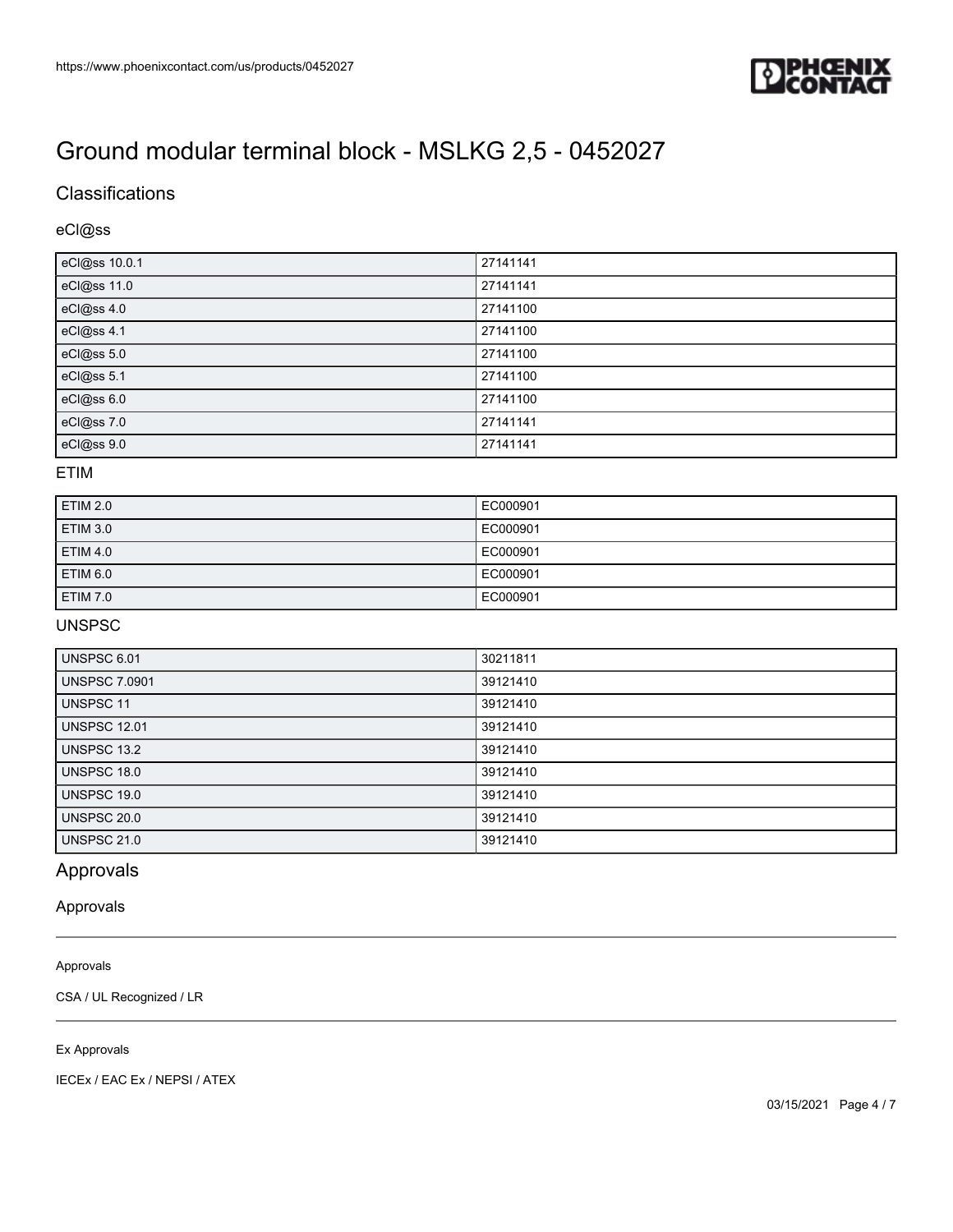# Ground modular terminal block - MSLKG 2,5 - 0452027

## Classifications

### eCl@ss

| | |
|---|---|
| eCl@ss 10.0.1 | 27141141 |
| eCl@ss 11.0 | 27141141 |
| eCl@ss 4.0 | 27141100 |
| eCl@ss 4.1 | 27141100 |
| eCl@ss 5.0 | 27141100 |
| eCl@ss 5.1 | 27141100 |
| eCl@ss 6.0 | 27141100 |
| eCl@ss 7.0 | 27141141 |
| eCl@ss 9.0 | 27141141 |

### ETIM

| | |
|---|---|
| ETIM 2.0 | EC000901 |
| ETIM 3.0 | EC000901 |
| ETIM 4.0 | EC000901 |
| ETIM 6.0 | EC000901 |
| ETIM 7.0 | EC000901 |

### UNSPSC

| | |
|---|---|
| UNSPSC 6.01 | 30211811 |
| UNSPSC 7.0901 | 39121410 |
| UNSPSC 11 | 39121410 |
| UNSPSC 12.01 | 39121410 |
| UNSPSC 13.2 | 39121410 |
| UNSPSC 18.0 | 39121410 |
| UNSPSC 19.0 | 39121410 |
| UNSPSC 20.0 | 39121410 |
| UNSPSC 21.0 | 39121410 |

## Approvals

### Approvals

Approvals

CSA / UL Recognized / LR

Ex Approvals

IECEx / EAC Ex / NEPSI / ATEX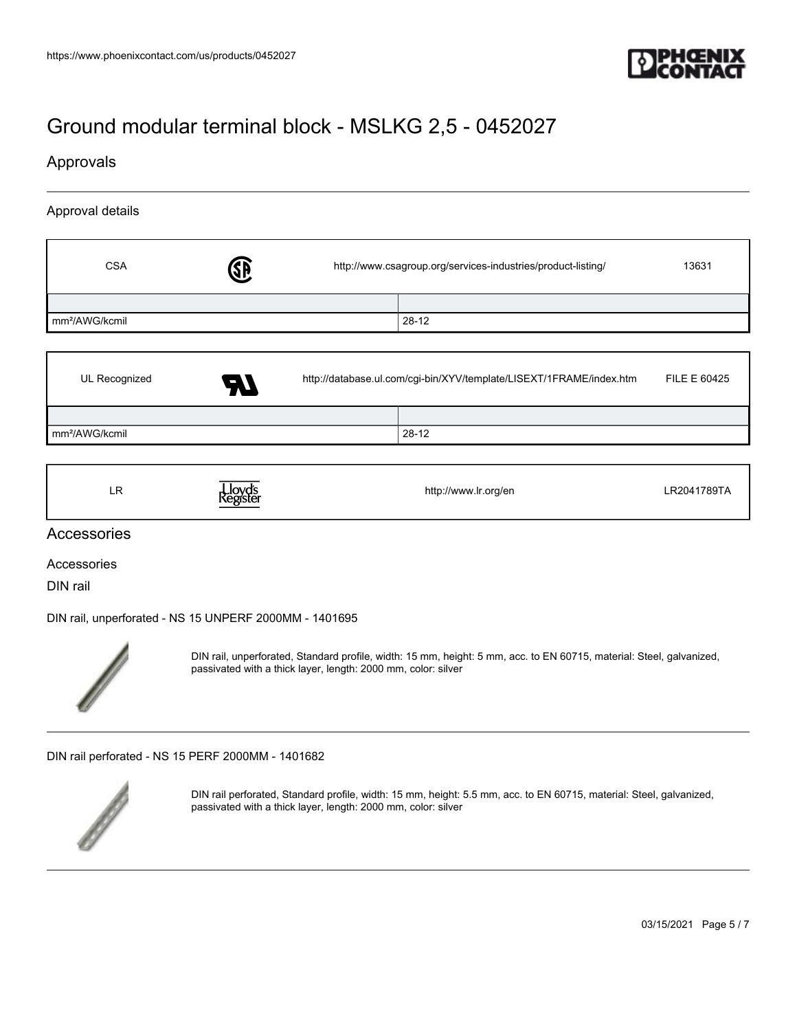# Ground modular terminal block - MSLKG 2,5 - 0452027

## Approvals

### Approval details

| | | | |
|---|---|---|---|
| CSA | | http://www.csagroup.org/services-industries/product-listing/ | 13631 |
| | | | |
| mm²/AWG/kcmil | | 28-12 | |

| | | | |
|---|---|---|---|
| UL Recognized | | http://database.ul.com/cgi-bin/XYV/template/LISEXT/1FRAME/index.htm | FILE E 60425 |
| | | | |
| mm²/AWG/kcmil | | 28-12 | |

| | | | |
|---|---|---|---|
| LR | | http://www.lr.org/en | LR2041789TA |

## Accessories

### Accessories

DIN rail

DIN rail, unperforated - NS 15 UNPERF 2000MM - 1401695

DIN rail, unperforated, Standard profile, width: 15 mm, height: 5 mm, acc. to EN 60715, material: Steel, galvanized, passivated with a thick layer, length: 2000 mm, color: silver

DIN rail perforated - NS 15 PERF 2000MM - 1401682

DIN rail perforated, Standard profile, width: 15 mm, height: 5.5 mm, acc. to EN 60715, material: Steel, galvanized, passivated with a thick layer, length: 2000 mm, color: silver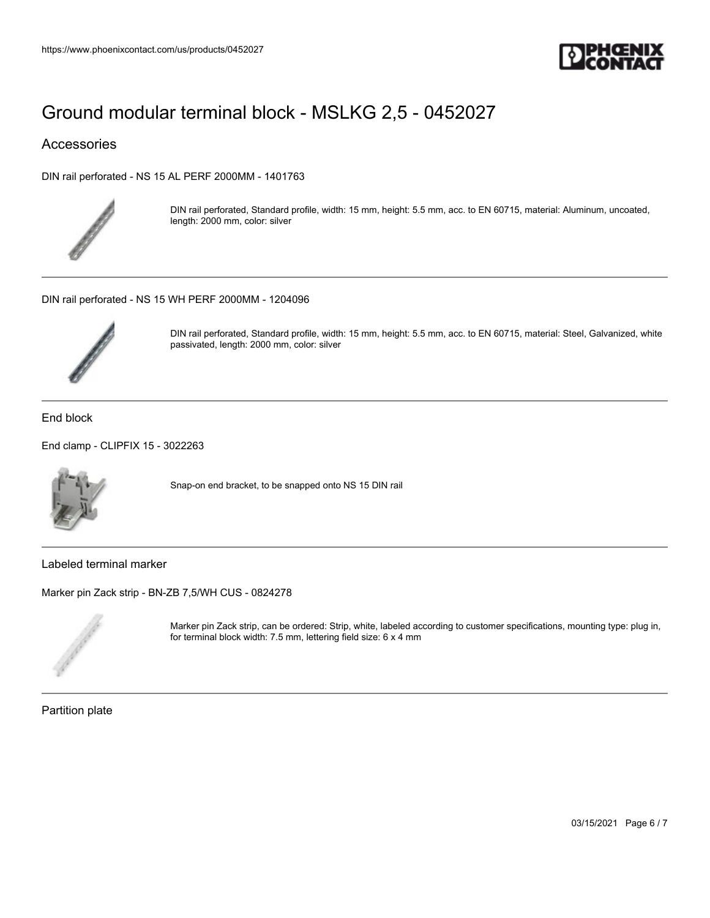# Ground modular terminal block - MSLKG 2,5 - 0452027

## Accessories

DIN rail perforated - NS 15 AL PERF 2000MM - 1401763

DIN rail perforated, Standard profile, width: 15 mm, height: 5.5 mm, acc. to EN 60715, material: Aluminum, uncoated, length: 2000 mm, color: silver

DIN rail perforated - NS 15 WH PERF 2000MM - 1204096

DIN rail perforated, Standard profile, width: 15 mm, height: 5.5 mm, acc. to EN 60715, material: Steel, Galvanized, white passivated, length: 2000 mm, color: silver

### End block

End clamp - CLIPFIX 15 - 3022263

Snap-on end bracket, to be snapped onto NS 15 DIN rail

### Labeled terminal marker

Marker pin Zack strip - BN-ZB 7,5/WH CUS - 0824278

Marker pin Zack strip, can be ordered: Strip, white, labeled according to customer specifications, mounting type: plug in, for terminal block width: 7.5 mm, lettering field size: 6 x 4 mm

### Partition plate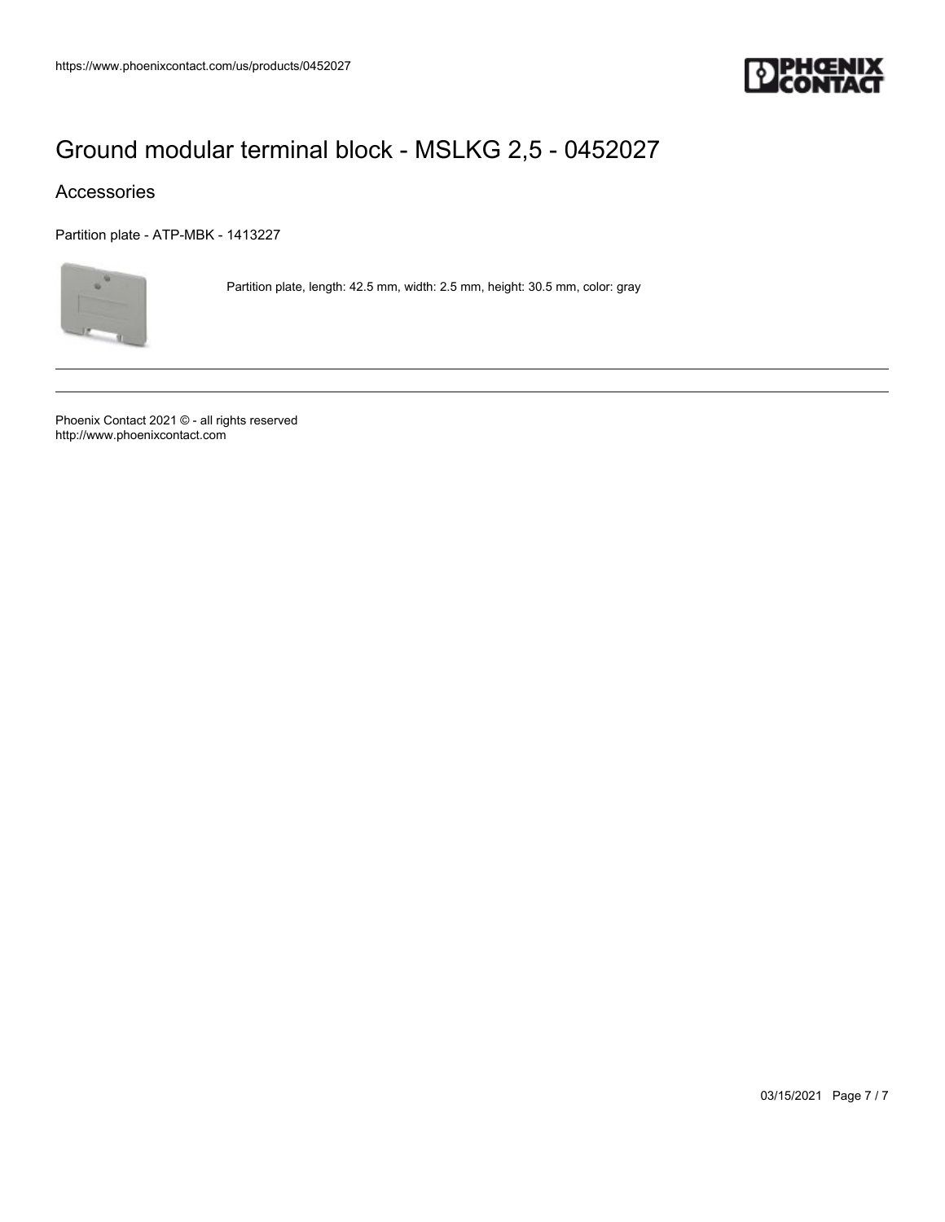# Ground modular terminal block - MSLKG 2,5 - 0452027

## Accessories

Partition plate - ATP-MBK - 1413227

Partition plate, length: 42.5 mm, width: 2.5 mm, height: 30.5 mm, color: gray

Phoenix Contact 2021 © - all rights reserved
http://www.phoenixcontact.com